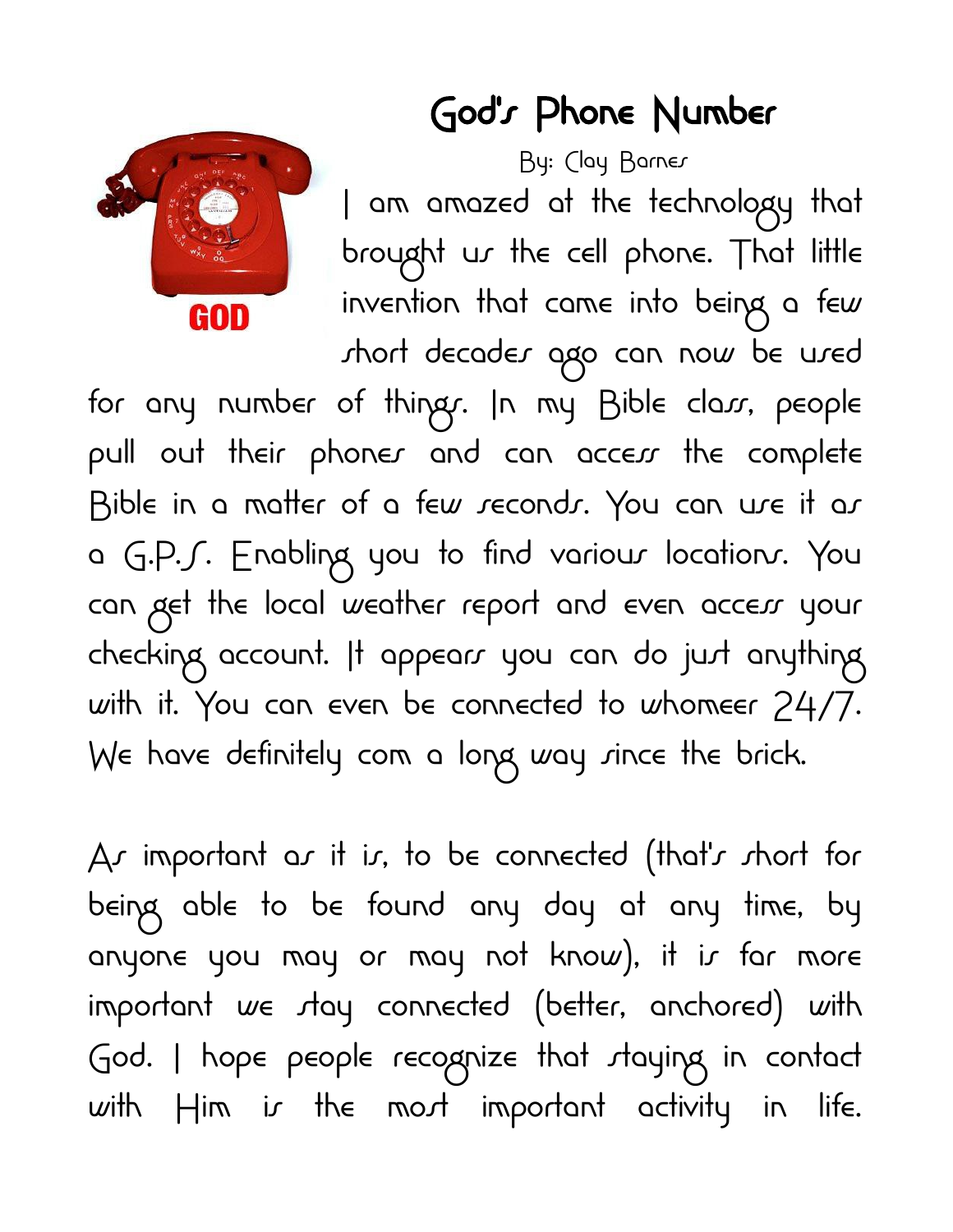# God's Phone Number

By: Clay Barnes

I am amazed at the technology that brought us the cell phone. That little invention that came into being a few short decades ago can now be used for any number of things. In my Bible class, people pull out their phones and can access the complete Bible in a matter of a few seconds. You can use it as a G.P.S. Enabling you to find various locations. You can get the local weather report and even access your checking account. It appears you can do just anything with it. You can even be connected to whomeer 24/7. We have definitely com a long way since the brick.

As important as it is, to be connected (that's short for being able to be found any day at any time, by anyone you may or may not know), it is far more important we stay connected (better, anchored) with God. I hope people recognize that staying in contact with Him is the most important activity in life.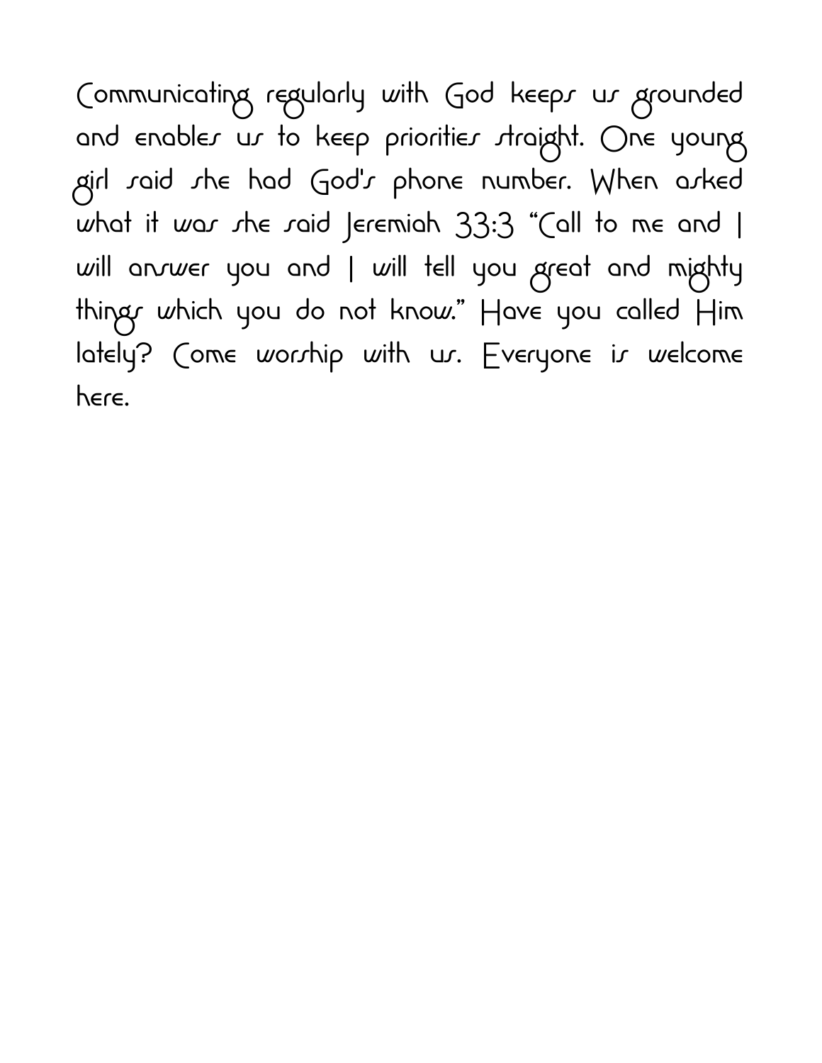Communicating regularly with God keeps us grounded and enables us to keep priorities straight. One young girl said she had God's phone number. When asked what it was she said Jeremiah 33:3 "Call to me and I will answer you and I will tell you great and mighty things which you do not know." Have you called Him lately? Come worship with us. Everyone is welcome here.